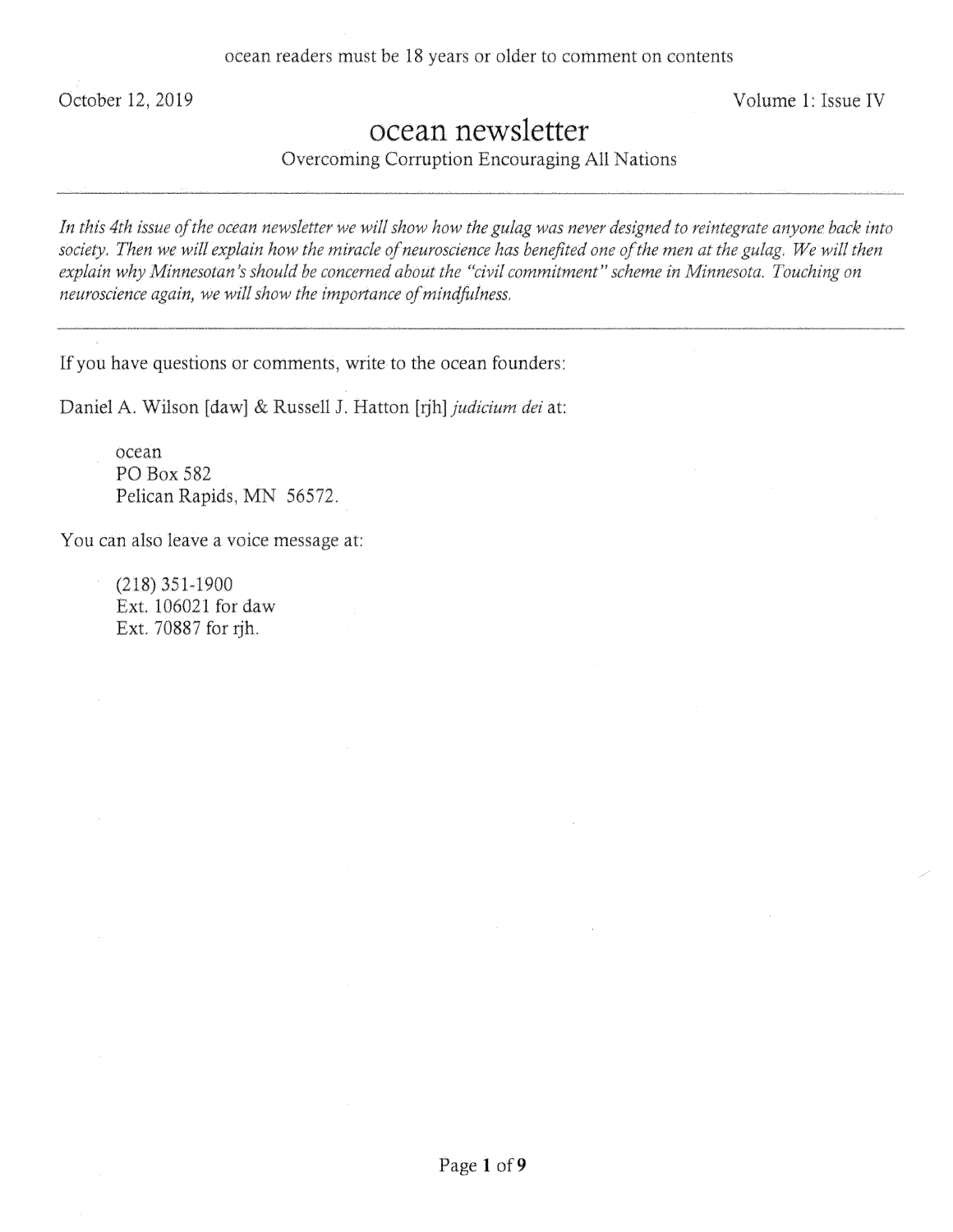ocean readers must be 18 years or older to comment on contents

October 12, 2019 | Volume 1: Issue IV

# ocean newsletter

Overcoming Corruption Encouraging All Nations

---

*In this 4th issue of the ocean newsletter we will show how the gulag was never designed to reintegrate anyone back into society. Then we will explain how the miracle of neuroscience has benefited one of the men at the gulag. We will then explain why Minnesotan's should be concerned about the "civil commitment" scheme in Minnesota. Touching on neuroscience again, we will show the importance of mindfulness.*

---

If you have questions or comments, write to the ocean founders:

Daniel A. Wilson [daw] & Russell J. Hatton [rjh] *judicium dei* at:

> ocean
> PO Box 582
> Pelican Rapids, MN 56572.

You can also leave a voice message at:

> (218) 351-1900
> Ext. 106021 for daw
> Ext. 70887 for rjh.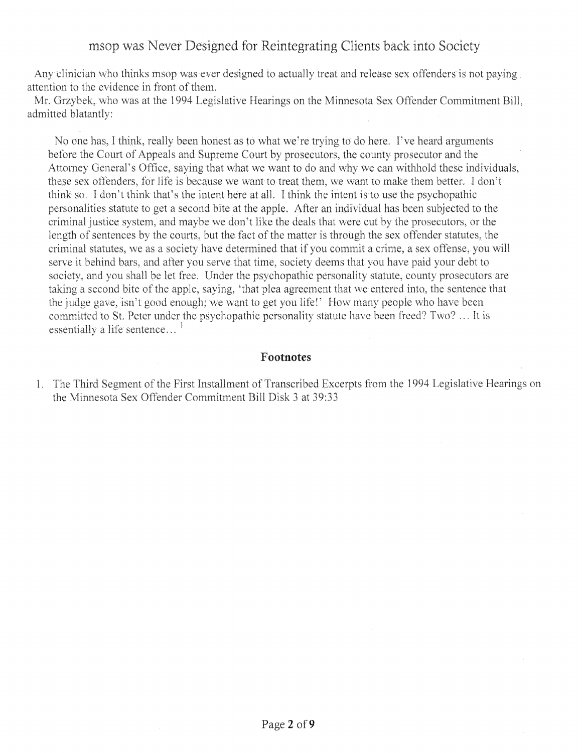# msop was Never Designed for Reintegrating Clients back into Society

Any clinician who thinks msop was ever designed to actually treat and release sex offenders is not paying attention to the evidence in front of them.

Mr. Grzybek, who was at the 1994 Legislative Hearings on the Minnesota Sex Offender Commitment Bill, admitted blatantly:

> No one has, I think, really been honest as to what we're trying to do here. I've heard arguments before the Court of Appeals and Supreme Court by prosecutors, the county prosecutor and the Attorney General's Office, saying that what we want to do and why we can withhold these individuals, these sex offenders, for life is because we want to treat them, we want to make them better. I don't think so. I don't think that's the intent here at all. I think the intent is to use the psychopathic personalities statute to get a second bite at the apple. After an individual has been subjected to the criminal justice system, and maybe we don't like the deals that were cut by the prosecutors, or the length of sentences by the courts, but the fact of the matter is through the sex offender statutes, the criminal statutes, we as a society have determined that if you commit a crime, a sex offense, you will serve it behind bars, and after you serve that time, society deems that you have paid your debt to society, and you shall be let free. Under the psychopathic personality statute, county prosecutors are taking a second bite of the apple, saying, 'that plea agreement that we entered into, the sentence that the judge gave, isn't good enough; we want to get you life!' How many people who have been committed to St. Peter under the psychopathic personality statute have been freed? Two? ... It is essentially a life sentence... [1]

### Footnotes

1. The Third Segment of the First Installment of Transcribed Excerpts from the 1994 Legislative Hearings on the Minnesota Sex Offender Commitment Bill Disk 3 at 39:33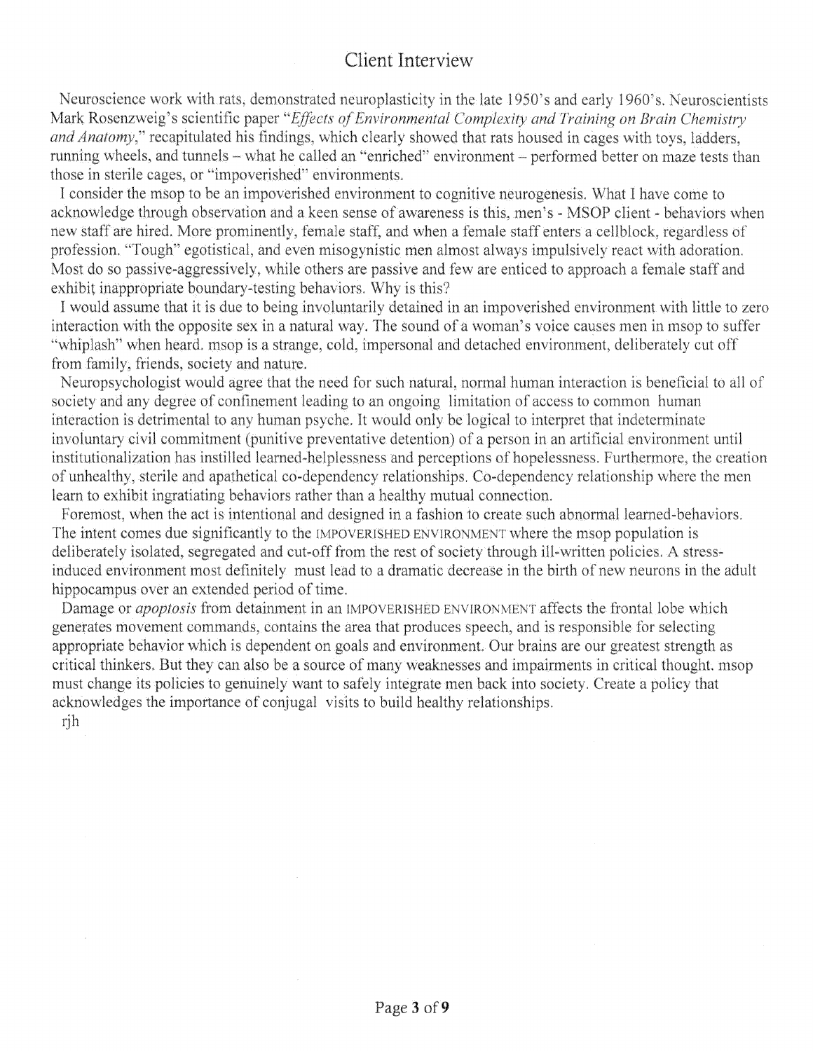# Client Interview

Neuroscience work with rats, demonstrated neuroplasticity in the late 1950's and early 1960's. Neuroscientists Mark Rosenzweig's scientific paper "*Effects of Environmental Complexity and Training on Brain Chemistry and Anatomy*," recapitulated his findings, which clearly showed that rats housed in cages with toys, ladders, running wheels, and tunnels – what he called an "enriched" environment – performed better on maze tests than those in sterile cages, or "impoverished" environments.

I consider the msop to be an impoverished environment to cognitive neurogenesis. What I have come to acknowledge through observation and a keen sense of awareness is this, men's - MSOP client - behaviors when new staff are hired. More prominently, female staff, and when a female staff enters a cellblock, regardless of profession. "Tough" egotistical, and even misogynistic men almost always impulsively react with adoration. Most do so passive-aggressively, while others are passive and few are enticed to approach a female staff and exhibit inappropriate boundary-testing behaviors. Why is this?

I would assume that it is due to being involuntarily detained in an impoverished environment with little to zero interaction with the opposite sex in a natural way. The sound of a woman's voice causes men in msop to suffer "whiplash" when heard. msop is a strange, cold, impersonal and detached environment, deliberately cut off from family, friends, society and nature.

Neuropsychologist would agree that the need for such natural, normal human interaction is beneficial to all of society and any degree of confinement leading to an ongoing limitation of access to common human interaction is detrimental to any human psyche. It would only be logical to interpret that indeterminate involuntary civil commitment (punitive preventative detention) of a person in an artificial environment until institutionalization has instilled learned-helplessness and perceptions of hopelessness. Furthermore, the creation of unhealthy, sterile and apathetical co-dependency relationships. Co-dependency relationship where the men learn to exhibit ingratiating behaviors rather than a healthy mutual connection.

Foremost, when the act is intentional and designed in a fashion to create such abnormal learned-behaviors. The intent comes due significantly to the IMPOVERISHED ENVIRONMENT where the msop population is deliberately isolated, segregated and cut-off from the rest of society through ill-written policies. A stress-induced environment most definitely must lead to a dramatic decrease in the birth of new neurons in the adult hippocampus over an extended period of time.

Damage or *apoptosis* from detainment in an IMPOVERISHED ENVIRONMENT affects the frontal lobe which generates movement commands, contains the area that produces speech, and is responsible for selecting appropriate behavior which is dependent on goals and environment. Our brains are our greatest strength as critical thinkers. But they can also be a source of many weaknesses and impairments in critical thought. msop must change its policies to genuinely want to safely integrate men back into society. Create a policy that acknowledges the importance of conjugal visits to build healthy relationships.

rjh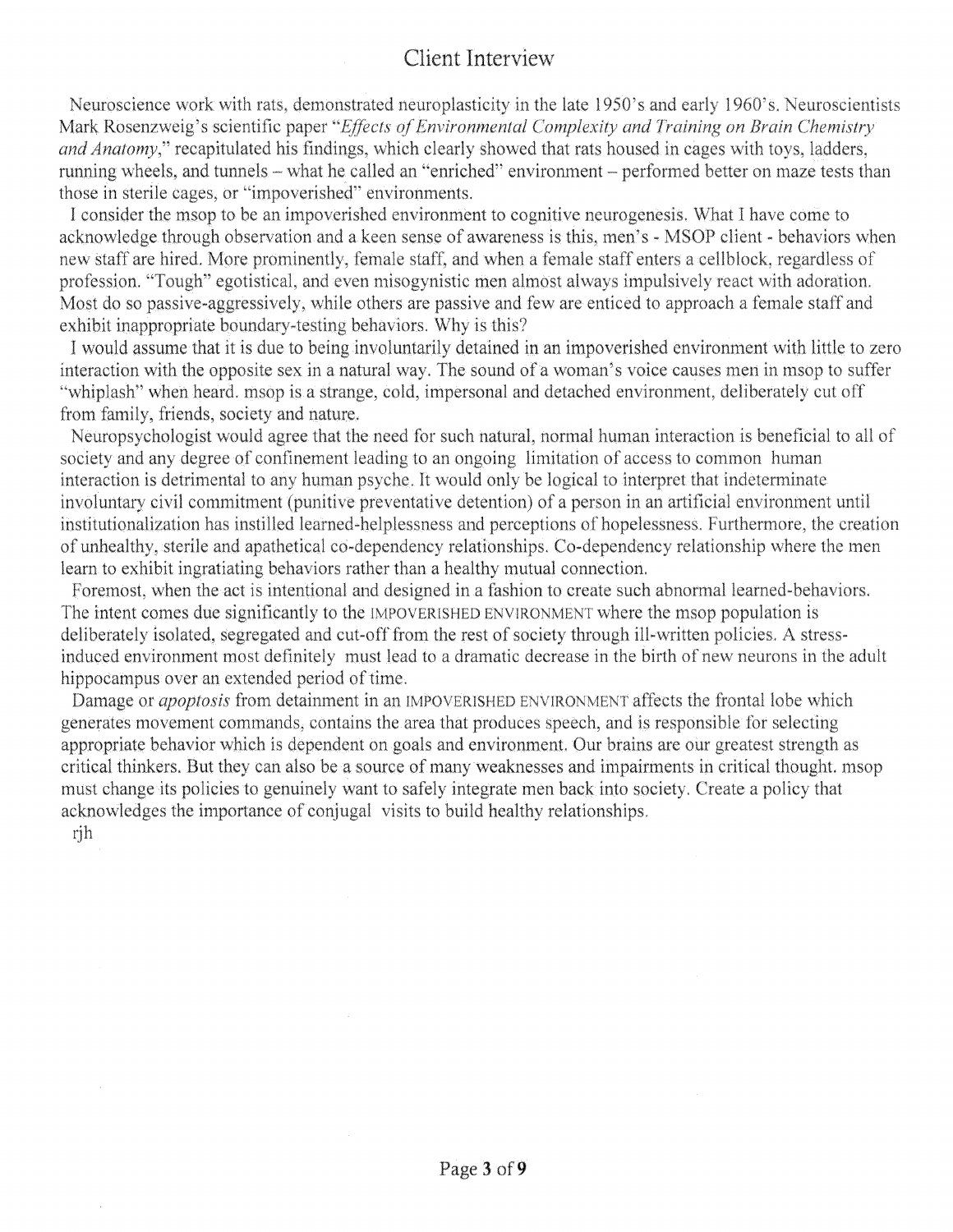# Client Interview

Neuroscience work with rats, demonstrated neuroplasticity in the late 1950's and early 1960's. Neuroscientists Mark Rosenzweig's scientific paper "*Effects of Environmental Complexity and Training on Brain Chemistry and Anatomy*," recapitulated his findings, which clearly showed that rats housed in cages with toys, ladders, running wheels, and tunnels – what he called an "enriched" environment – performed better on maze tests than those in sterile cages, or "impoverished" environments.

I consider the msop to be an impoverished environment to cognitive neurogenesis. What I have come to acknowledge through observation and a keen sense of awareness is this, men's - MSOP client - behaviors when new staff are hired. More prominently, female staff, and when a female staff enters a cellblock, regardless of profession. "Tough" egotistical, and even misogynistic men almost always impulsively react with adoration. Most do so passive-aggressively, while others are passive and few are enticed to approach a female staff and exhibit inappropriate boundary-testing behaviors. Why is this?

I would assume that it is due to being involuntarily detained in an impoverished environment with little to zero interaction with the opposite sex in a natural way. The sound of a woman's voice causes men in msop to suffer "whiplash" when heard. msop is a strange, cold, impersonal and detached environment, deliberately cut off from family, friends, society and nature.

Neuropsychologist would agree that the need for such natural, normal human interaction is beneficial to all of society and any degree of confinement leading to an ongoing limitation of access to common human interaction is detrimental to any human psyche. It would only be logical to interpret that indeterminate involuntary civil commitment (punitive preventative detention) of a person in an artificial environment until institutionalization has instilled learned-helplessness and perceptions of hopelessness. Furthermore, the creation of unhealthy, sterile and apathetical co-dependency relationships. Co-dependency relationship where the men learn to exhibit ingratiating behaviors rather than a healthy mutual connection.

Foremost, when the act is intentional and designed in a fashion to create such abnormal learned-behaviors. The intent comes due significantly to the IMPOVERISHED ENVIRONMENT where the msop population is deliberately isolated, segregated and cut-off from the rest of society through ill-written policies. A stress-induced environment most definitely must lead to a dramatic decrease in the birth of new neurons in the adult hippocampus over an extended period of time.

Damage or *apoptosis* from detainment in an IMPOVERISHED ENVIRONMENT affects the frontal lobe which generates movement commands, contains the area that produces speech, and is responsible for selecting appropriate behavior which is dependent on goals and environment. Our brains are our greatest strength as critical thinkers. But they can also be a source of many weaknesses and impairments in critical thought. msop must change its policies to genuinely want to safely integrate men back into society. Create a policy that acknowledges the importance of conjugal visits to build healthy relationships.

rjh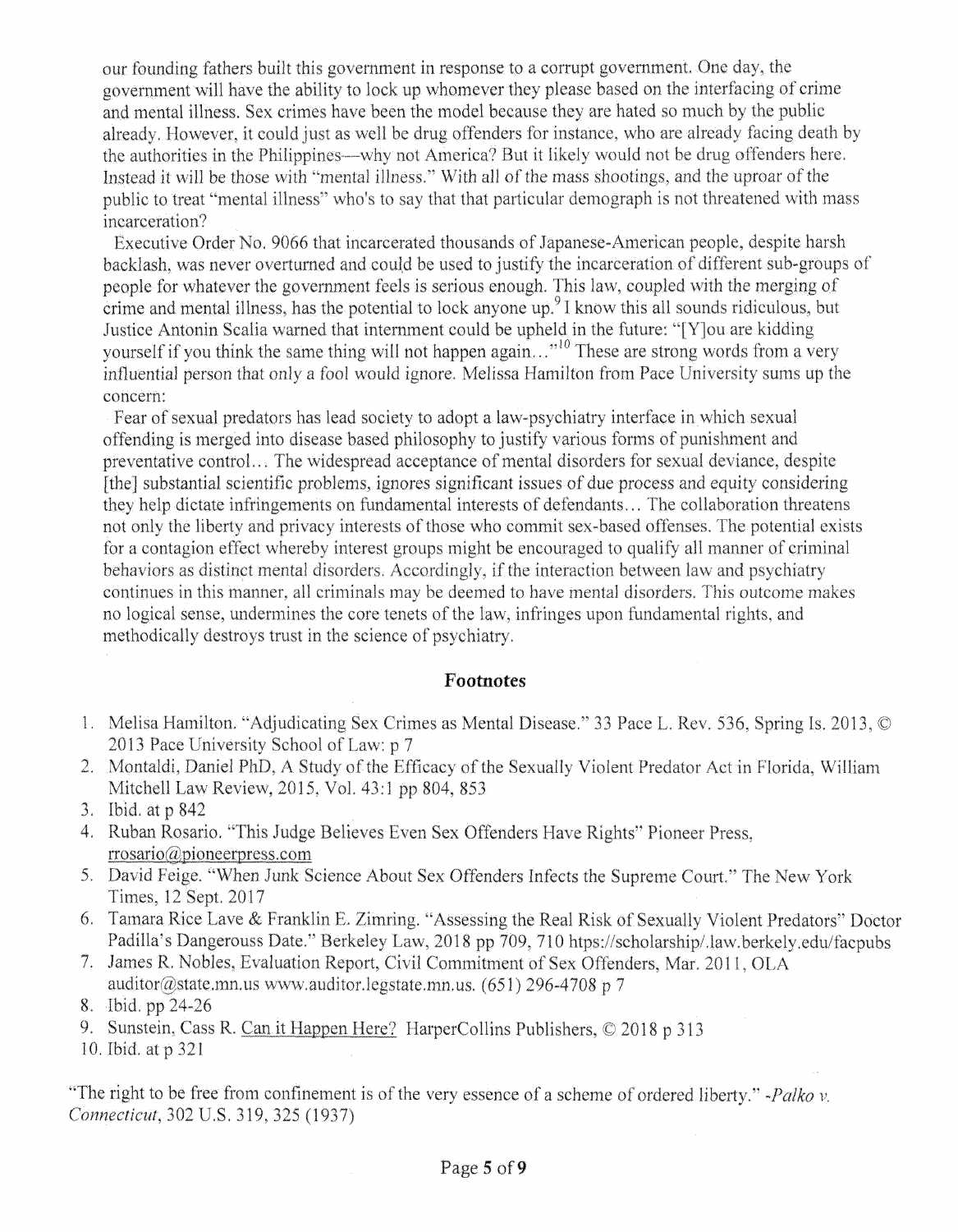our founding fathers built this government in response to a corrupt government. One day, the government will have the ability to lock up whomever they please based on the interfacing of crime and mental illness. Sex crimes have been the model because they are hated so much by the public already. However, it could just as well be drug offenders for instance, who are already facing death by the authorities in the Philippines—why not America? But it likely would not be drug offenders here. Instead it will be those with "mental illness." With all of the mass shootings, and the uproar of the public to treat "mental illness" who's to say that that particular demograph is not threatened with mass incarceration?

Executive Order No. 9066 that incarcerated thousands of Japanese-American people, despite harsh backlash, was never overturned and could be used to justify the incarceration of different sub-groups of people for whatever the government feels is serious enough. This law, coupled with the merging of crime and mental illness, has the potential to lock anyone up.[9] I know this all sounds ridiculous, but Justice Antonin Scalia warned that internment could be upheld in the future: "[Y]ou are kidding yourself if you think the same thing will not happen again..."[10] These are strong words from a very influential person that only a fool would ignore. Melissa Hamilton from Pace University sums up the concern:

Fear of sexual predators has lead society to adopt a law-psychiatry interface in which sexual offending is merged into disease based philosophy to justify various forms of punishment and preventative control... The widespread acceptance of mental disorders for sexual deviance, despite [the] substantial scientific problems, ignores significant issues of due process and equity considering they help dictate infringements on fundamental interests of defendants... The collaboration threatens not only the liberty and privacy interests of those who commit sex-based offenses. The potential exists for a contagion effect whereby interest groups might be encouraged to qualify all manner of criminal behaviors as distinct mental disorders. Accordingly, if the interaction between law and psychiatry continues in this manner, all criminals may be deemed to have mental disorders. This outcome makes no logical sense, undermines the core tenets of the law, infringes upon fundamental rights, and methodically destroys trust in the science of psychiatry.

## Footnotes

1. Melisa Hamilton. "Adjudicating Sex Crimes as Mental Disease." 33 Pace L. Rev. 536, Spring Is. 2013, © 2013 Pace University School of Law: p 7
2. Montaldi, Daniel PhD, A Study of the Efficacy of the Sexually Violent Predator Act in Florida, William Mitchell Law Review, 2015, Vol. 43:1 pp 804, 853
3. Ibid. at p 842
4. Ruban Rosario. "This Judge Believes Even Sex Offenders Have Rights" Pioneer Press, rrosario@pioneerpress.com
5. David Feige. "When Junk Science About Sex Offenders Infects the Supreme Court." The New York Times, 12 Sept. 2017
6. Tamara Rice Lave & Franklin E. Zimring. "Assessing the Real Risk of Sexually Violent Predators" Doctor Padilla's Dangerouss Date." Berkeley Law, 2018 pp 709, 710 htps://scholarship/.law.berkely.edu/facpubs
7. James R. Nobles, Evaluation Report, Civil Commitment of Sex Offenders, Mar. 2011, OLA auditor@state.mn.us www.auditor.legstate.mn.us. (651) 296-4708 p 7
8. Ibid. pp 24-26
9. Sunstein, Cass R. Can it Happen Here? HarperCollins Publishers, © 2018 p 313
10. Ibid. at p 321

"The right to be free from confinement is of the very essence of a scheme of ordered liberty." -*Palko v. Connecticut*, 302 U.S. 319, 325 (1937)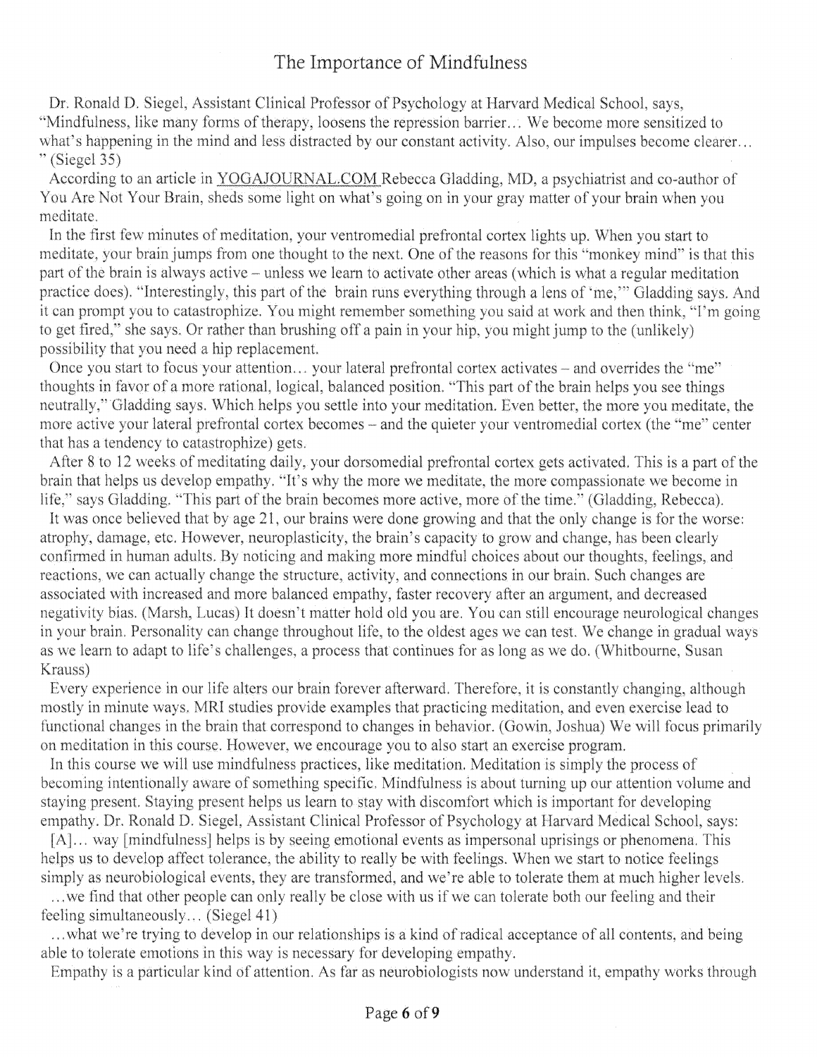# The Importance of Mindfulness

Dr. Ronald D. Siegel, Assistant Clinical Professor of Psychology at Harvard Medical School, says, "Mindfulness, like many forms of therapy, loosens the repression barrier… We become more sensitized to what's happening in the mind and less distracted by our constant activity. Also, our impulses become clearer… " (Siegel 35)

According to an article in YOGAJOURNAL.COM Rebecca Gladding, MD, a psychiatrist and co-author of You Are Not Your Brain, sheds some light on what's going on in your gray matter of your brain when you meditate.

In the first few minutes of meditation, your ventromedial prefrontal cortex lights up. When you start to meditate, your brain jumps from one thought to the next. One of the reasons for this "monkey mind" is that this part of the brain is always active – unless we learn to activate other areas (which is what a regular meditation practice does). "Interestingly, this part of the brain runs everything through a lens of 'me,'" Gladding says. And it can prompt you to catastrophize. You might remember something you said at work and then think, "I'm going to get fired," she says. Or rather than brushing off a pain in your hip, you might jump to the (unlikely) possibility that you need a hip replacement.

Once you start to focus your attention… your lateral prefrontal cortex activates – and overrides the "me" thoughts in favor of a more rational, logical, balanced position. "This part of the brain helps you see things neutrally," Gladding says. Which helps you settle into your meditation. Even better, the more you meditate, the more active your lateral prefrontal cortex becomes – and the quieter your ventromedial cortex (the "me" center that has a tendency to catastrophize) gets.

After 8 to 12 weeks of meditating daily, your dorsomedial prefrontal cortex gets activated. This is a part of the brain that helps us develop empathy. "It's why the more we meditate, the more compassionate we become in life," says Gladding. "This part of the brain becomes more active, more of the time." (Gladding, Rebecca).

It was once believed that by age 21, our brains were done growing and that the only change is for the worse: atrophy, damage, etc. However, neuroplasticity, the brain's capacity to grow and change, has been clearly confirmed in human adults. By noticing and making more mindful choices about our thoughts, feelings, and reactions, we can actually change the structure, activity, and connections in our brain. Such changes are associated with increased and more balanced empathy, faster recovery after an argument, and decreased negativity bias. (Marsh, Lucas) It doesn't matter hold old you are. You can still encourage neurological changes in your brain. Personality can change throughout life, to the oldest ages we can test. We change in gradual ways as we learn to adapt to life's challenges, a process that continues for as long as we do. (Whitbourne, Susan Krauss)

Every experience in our life alters our brain forever afterward. Therefore, it is constantly changing, although mostly in minute ways. MRI studies provide examples that practicing meditation, and even exercise lead to functional changes in the brain that correspond to changes in behavior. (Gowin, Joshua) We will focus primarily on meditation in this course. However, we encourage you to also start an exercise program.

In this course we will use mindfulness practices, like meditation. Meditation is simply the process of becoming intentionally aware of something specific. Mindfulness is about turning up our attention volume and staying present. Staying present helps us learn to stay with discomfort which is important for developing empathy. Dr. Ronald D. Siegel, Assistant Clinical Professor of Psychology at Harvard Medical School, says:

[A]… way [mindfulness] helps is by seeing emotional events as impersonal uprisings or phenomena. This helps us to develop affect tolerance, the ability to really be with feelings. When we start to notice feelings simply as neurobiological events, they are transformed, and we're able to tolerate them at much higher levels.

…we find that other people can only really be close with us if we can tolerate both our feeling and their feeling simultaneously… (Siegel 41)

…what we're trying to develop in our relationships is a kind of radical acceptance of all contents, and being able to tolerate emotions in this way is necessary for developing empathy.

Empathy is a particular kind of attention. As far as neurobiologists now understand it, empathy works through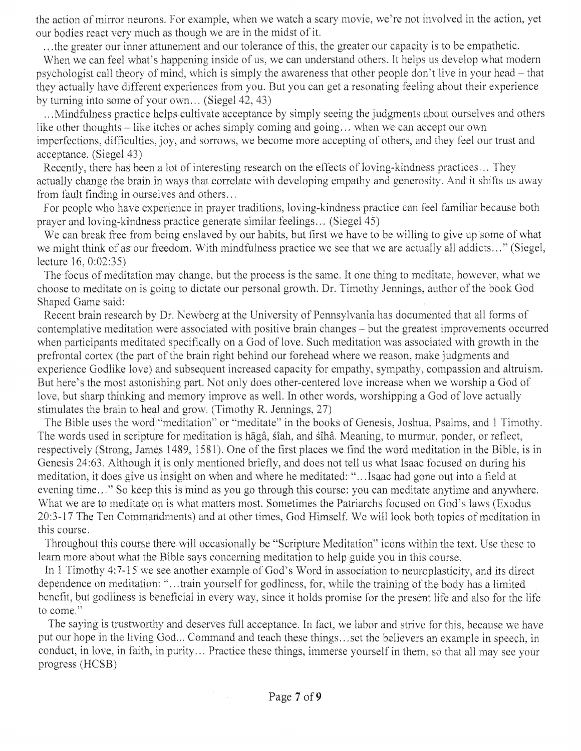the action of mirror neurons. For example, when we watch a scary movie, we're not involved in the action, yet our bodies react very much as though we are in the midst of it.

...the greater our inner attunement and our tolerance of this, the greater our capacity is to be empathetic. When we can feel what's happening inside of us, we can understand others. It helps us develop what modern psychologist call theory of mind, which is simply the awareness that other people don't live in your head – that they actually have different experiences from you. But you can get a resonating feeling about their experience by turning into some of your own... (Siegel 42, 43)

...Mindfulness practice helps cultivate acceptance by simply seeing the judgments about ourselves and others like other thoughts – like itches or aches simply coming and going... when we can accept our own imperfections, difficulties, joy, and sorrows, we become more accepting of others, and they feel our trust and acceptance. (Siegel 43)

Recently, there has been a lot of interesting research on the effects of loving-kindness practices... They actually change the brain in ways that correlate with developing empathy and generosity. And it shifts us away from fault finding in ourselves and others...

For people who have experience in prayer traditions, loving-kindness practice can feel familiar because both prayer and loving-kindness practice generate similar feelings... (Siegel 45)

We can break free from being enslaved by our habits, but first we have to be willing to give up some of what we might think of as our freedom. With mindfulness practice we see that we are actually all addicts..." (Siegel, lecture 16, 0:02:35)

The focus of meditation may change, but the process is the same. It one thing to meditate, however, what we choose to meditate on is going to dictate our personal growth. Dr. Timothy Jennings, author of the book God Shaped Game said:

Recent brain research by Dr. Newberg at the University of Pennsylvania has documented that all forms of contemplative meditation were associated with positive brain changes – but the greatest improvements occurred when participants meditated specifically on a God of love. Such meditation was associated with growth in the prefrontal cortex (the part of the brain right behind our forehead where we reason, make judgments and experience Godlike love) and subsequent increased capacity for empathy, sympathy, compassion and altruism. But here's the most astonishing part. Not only does other-centered love increase when we worship a God of love, but sharp thinking and memory improve as well. In other words, worshipping a God of love actually stimulates the brain to heal and grow. (Timothy R. Jennings, 27)

The Bible uses the word "meditation" or "meditate" in the books of Genesis, Joshua, Psalms, and 1 Timothy. The words used in scripture for meditation is hāgâ, śîah, and śîhâ. Meaning, to murmur, ponder, or reflect, respectively (Strong, James 1489, 1581). One of the first places we find the word meditation in the Bible, is in Genesis 24:63. Although it is only mentioned briefly, and does not tell us what Isaac focused on during his meditation, it does give us insight on when and where he meditated: "...Isaac had gone out into a field at evening time..." So keep this is mind as you go through this course: you can meditate anytime and anywhere. What we are to meditate on is what matters most. Sometimes the Patriarchs focused on God's laws (Exodus 20:3-17 The Ten Commandments) and at other times, God Himself. We will look both topics of meditation in this course.

Throughout this course there will occasionally be "Scripture Meditation" icons within the text. Use these to learn more about what the Bible says concerning meditation to help guide you in this course.

In 1 Timothy 4:7-15 we see another example of God's Word in association to neuroplasticity, and its direct dependence on meditation: "...train yourself for godliness, for, while the training of the body has a limited benefit, but godliness is beneficial in every way, since it holds promise for the present life and also for the life to come."

The saying is trustworthy and deserves full acceptance. In fact, we labor and strive for this, because we have put our hope in the living God... Command and teach these things...set the believers an example in speech, in conduct, in love, in faith, in purity... Practice these things, immerse yourself in them, so that all may see your progress (HCSB)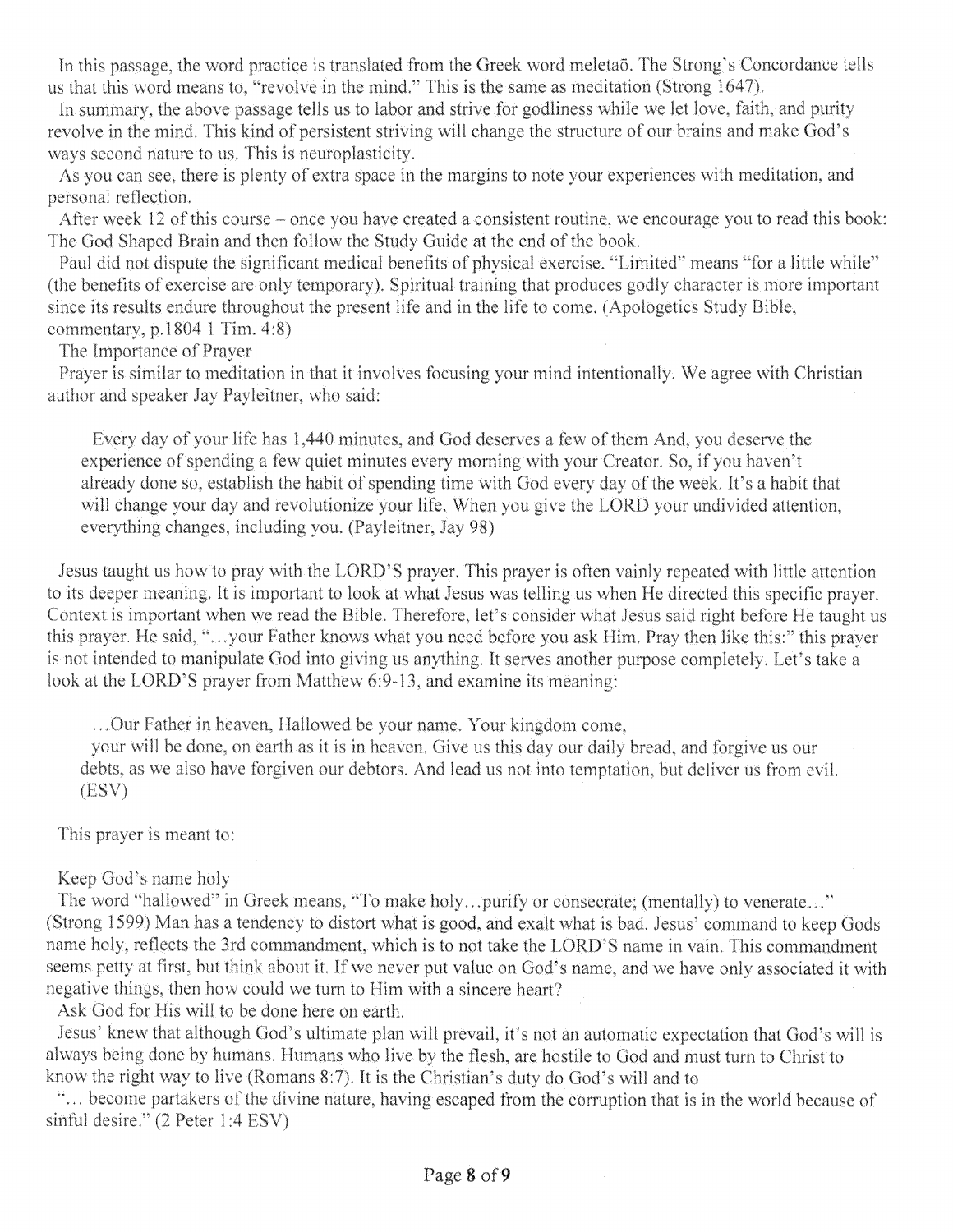In this passage, the word practice is translated from the Greek word meletaō. The Strong's Concordance tells us that this word means to, "revolve in the mind." This is the same as meditation (Strong 1647).

In summary, the above passage tells us to labor and strive for godliness while we let love, faith, and purity revolve in the mind. This kind of persistent striving will change the structure of our brains and make God's ways second nature to us. This is neuroplasticity.

As you can see, there is plenty of extra space in the margins to note your experiences with meditation, and personal reflection.

After week 12 of this course – once you have created a consistent routine, we encourage you to read this book: The God Shaped Brain and then follow the Study Guide at the end of the book.

Paul did not dispute the significant medical benefits of physical exercise. "Limited" means "for a little while" (the benefits of exercise are only temporary). Spiritual training that produces godly character is more important since its results endure throughout the present life and in the life to come. (Apologetics Study Bible, commentary, p.1804 1 Tim. 4:8)

## The Importance of Prayer

Prayer is similar to meditation in that it involves focusing your mind intentionally. We agree with Christian author and speaker Jay Payleitner, who said:

> Every day of your life has 1,440 minutes, and God deserves a few of them And, you deserve the experience of spending a few quiet minutes every morning with your Creator. So, if you haven't already done so, establish the habit of spending time with God every day of the week. It's a habit that will change your day and revolutionize your life. When you give the LORD your undivided attention, everything changes, including you. (Payleitner, Jay 98)

Jesus taught us how to pray with the LORD'S prayer. This prayer is often vainly repeated with little attention to its deeper meaning. It is important to look at what Jesus was telling us when He directed this specific prayer. Context is important when we read the Bible. Therefore, let's consider what Jesus said right before He taught us this prayer. He said, "…your Father knows what you need before you ask Him. Pray then like this:" this prayer is not intended to manipulate God into giving us anything. It serves another purpose completely. Let's take a look at the LORD'S prayer from Matthew 6:9-13, and examine its meaning:

> …Our Father in heaven, Hallowed be your name. Your kingdom come,
> your will be done, on earth as it is in heaven. Give us this day our daily bread, and forgive us our debts, as we also have forgiven our debtors. And lead us not into temptation, but deliver us from evil. (ESV)

This prayer is meant to:

### Keep God's name holy

The word "hallowed" in Greek means, "To make holy…purify or consecrate; (mentally) to venerate…" (Strong 1599) Man has a tendency to distort what is good, and exalt what is bad. Jesus' command to keep Gods name holy, reflects the 3rd commandment, which is to not take the LORD'S name in vain. This commandment seems petty at first, but think about it. If we never put value on God's name, and we have only associated it with negative things, then how could we turn to Him with a sincere heart?

### Ask God for His will to be done here on earth.

Jesus' knew that although God's ultimate plan will prevail, it's not an automatic expectation that God's will is always being done by humans. Humans who live by the flesh, are hostile to God and must turn to Christ to know the right way to live (Romans 8:7). It is the Christian's duty do God's will and to

"… become partakers of the divine nature, having escaped from the corruption that is in the world because of sinful desire." (2 Peter 1:4 ESV)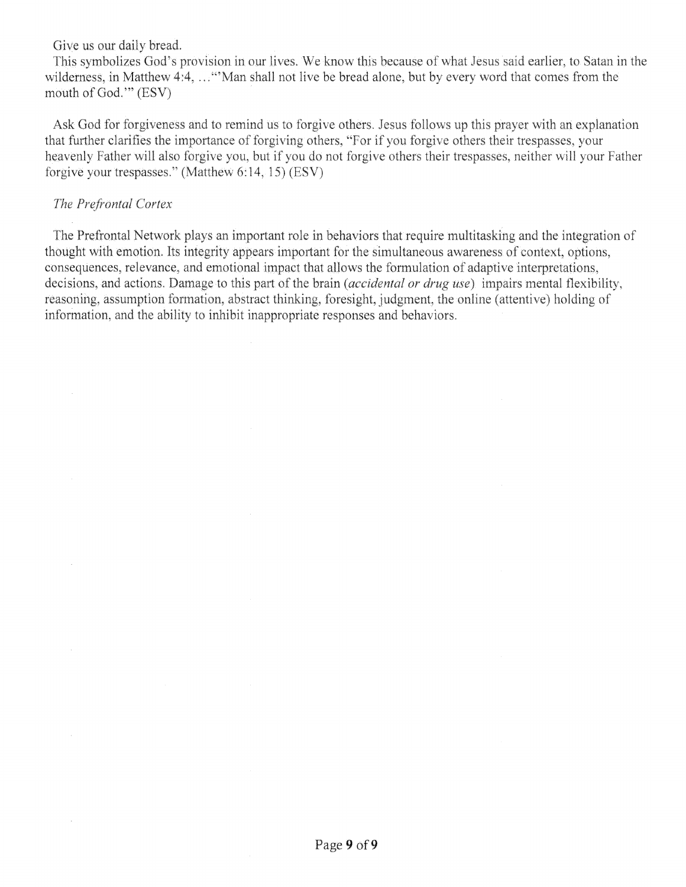Give us our daily bread.

This symbolizes God's provision in our lives. We know this because of what Jesus said earlier, to Satan in the wilderness, in Matthew 4:4, …"'Man shall not live be bread alone, but by every word that comes from the mouth of God.'" (ESV)

Ask God for forgiveness and to remind us to forgive others. Jesus follows up this prayer with an explanation that further clarifies the importance of forgiving others, "For if you forgive others their trespasses, your heavenly Father will also forgive you, but if you do not forgive others their trespasses, neither will your Father forgive your trespasses." (Matthew 6:14, 15) (ESV)

*The Prefrontal Cortex*

The Prefrontal Network plays an important role in behaviors that require multitasking and the integration of thought with emotion. Its integrity appears important for the simultaneous awareness of context, options, consequences, relevance, and emotional impact that allows the formulation of adaptive interpretations, decisions, and actions. Damage to this part of the brain (*accidental or drug use*) impairs mental flexibility, reasoning, assumption formation, abstract thinking, foresight, judgment, the online (attentive) holding of information, and the ability to inhibit inappropriate responses and behaviors.